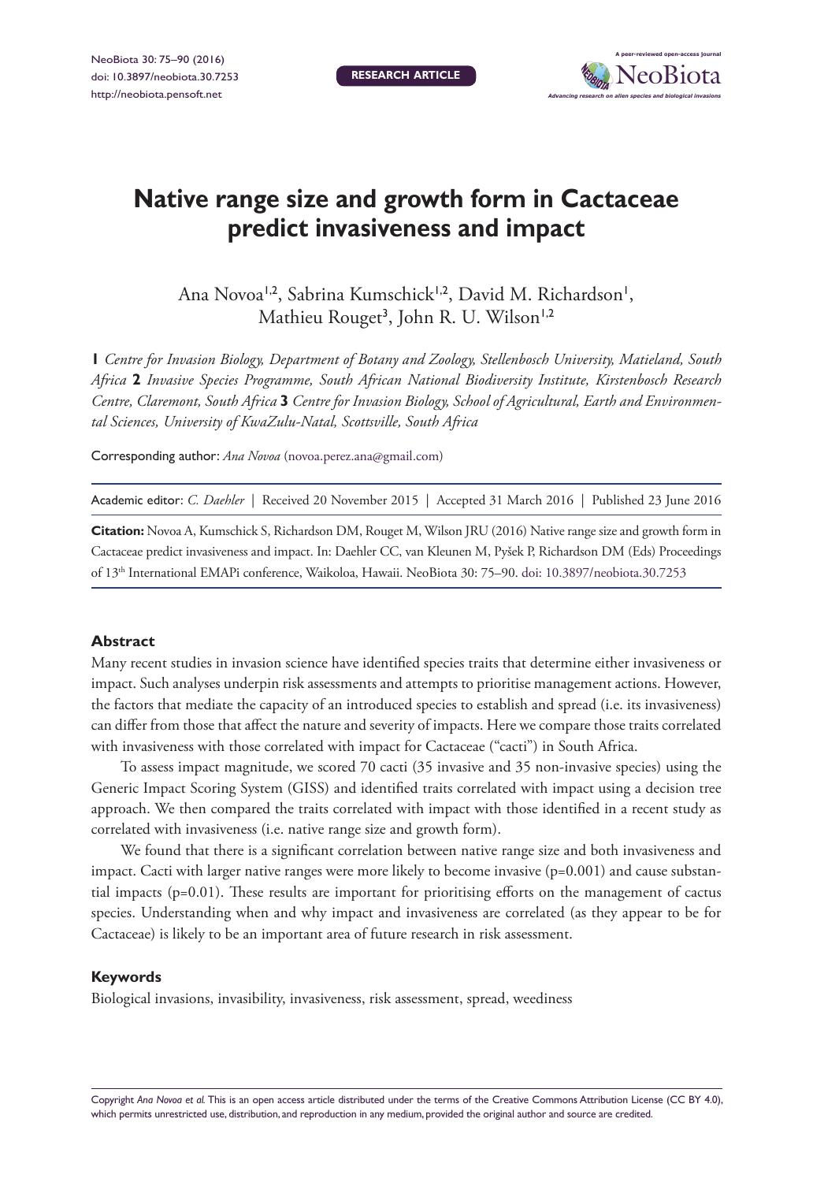# Native range size and growth form in Cactaceae predict invasiveness and impact

Ana Novoa[1,2], Sabrina Kumschick[1,2], David M. Richardson[1], Mathieu Rouget[3], John R. U. Wilson[1,2]

**1** *Centre for Invasion Biology, Department of Botany and Zoology, Stellenbosch University, Matieland, South Africa* **2** *Invasive Species Programme, South African National Biodiversity Institute, Kirstenbosch Research Centre, Claremont, South Africa* **3** *Centre for Invasion Biology, School of Agricultural, Earth and Environmental Sciences, University of KwaZulu-Natal, Scottsville, South Africa*

Corresponding author: *Ana Novoa* (novoa.perez.ana@gmail.com)

Academic editor: *C. Daehler* | Received 20 November 2015 | Accepted 31 March 2016 | Published 23 June 2016

**Citation:** Novoa A, Kumschick S, Richardson DM, Rouget M, Wilson JRU (2016) Native range size and growth form in Cactaceae predict invasiveness and impact. In: Daehler CC, van Kleunen M, Pyšek P, Richardson DM (Eds) Proceedings of 13th International EMAPi conference, Waikoloa, Hawaii. NeoBiota 30: 75–90. doi: 10.3897/neobiota.30.7253

## Abstract

Many recent studies in invasion science have identified species traits that determine either invasiveness or impact. Such analyses underpin risk assessments and attempts to prioritise management actions. However, the factors that mediate the capacity of an introduced species to establish and spread (i.e. its invasiveness) can differ from those that affect the nature and severity of impacts. Here we compare those traits correlated with invasiveness with those correlated with impact for Cactaceae ("cacti") in South Africa.

To assess impact magnitude, we scored 70 cacti (35 invasive and 35 non-invasive species) using the Generic Impact Scoring System (GISS) and identified traits correlated with impact using a decision tree approach. We then compared the traits correlated with impact with those identified in a recent study as correlated with invasiveness (i.e. native range size and growth form).

We found that there is a significant correlation between native range size and both invasiveness and impact. Cacti with larger native ranges were more likely to become invasive ($p=0.001$) and cause substantial impacts ($p=0.01$). These results are important for prioritising efforts on the management of cactus species. Understanding when and why impact and invasiveness are correlated (as they appear to be for Cactaceae) is likely to be an important area of future research in risk assessment.

## Keywords

Biological invasions, invasibility, invasiveness, risk assessment, spread, weediness

Copyright *Ana Novoa et al.* This is an open access article distributed under the terms of the Creative Commons Attribution License (CC BY 4.0), which permits unrestricted use, distribution, and reproduction in any medium, provided the original author and source are credited.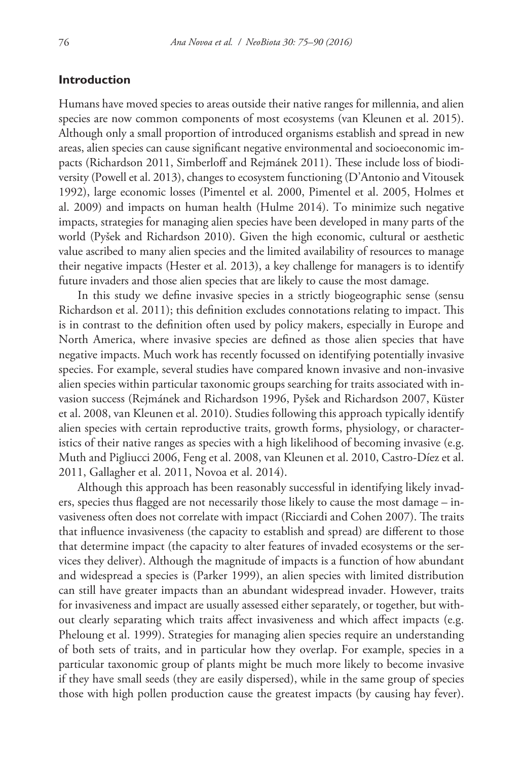## Introduction

Humans have moved species to areas outside their native ranges for millennia, and alien species are now common components of most ecosystems (van Kleunen et al. 2015). Although only a small proportion of introduced organisms establish and spread in new areas, alien species can cause significant negative environmental and socioeconomic impacts (Richardson 2011, Simberloff and Rejmánek 2011). These include loss of biodiversity (Powell et al. 2013), changes to ecosystem functioning (D'Antonio and Vitousek 1992), large economic losses (Pimentel et al. 2000, Pimentel et al. 2005, Holmes et al. 2009) and impacts on human health (Hulme 2014). To minimize such negative impacts, strategies for managing alien species have been developed in many parts of the world (Pyšek and Richardson 2010). Given the high economic, cultural or aesthetic value ascribed to many alien species and the limited availability of resources to manage their negative impacts (Hester et al. 2013), a key challenge for managers is to identify future invaders and those alien species that are likely to cause the most damage.

In this study we define invasive species in a strictly biogeographic sense (sensu Richardson et al. 2011); this definition excludes connotations relating to impact. This is in contrast to the definition often used by policy makers, especially in Europe and North America, where invasive species are defined as those alien species that have negative impacts. Much work has recently focussed on identifying potentially invasive species. For example, several studies have compared known invasive and non-invasive alien species within particular taxonomic groups searching for traits associated with invasion success (Rejmánek and Richardson 1996, Pyšek and Richardson 2007, Küster et al. 2008, van Kleunen et al. 2010). Studies following this approach typically identify alien species with certain reproductive traits, growth forms, physiology, or characteristics of their native ranges as species with a high likelihood of becoming invasive (e.g. Muth and Pigliucci 2006, Feng et al. 2008, van Kleunen et al. 2010, Castro-Díez et al. 2011, Gallagher et al. 2011, Novoa et al. 2014).

Although this approach has been reasonably successful in identifying likely invaders, species thus flagged are not necessarily those likely to cause the most damage – invasiveness often does not correlate with impact (Ricciardi and Cohen 2007). The traits that influence invasiveness (the capacity to establish and spread) are different to those that determine impact (the capacity to alter features of invaded ecosystems or the services they deliver). Although the magnitude of impacts is a function of how abundant and widespread a species is (Parker 1999), an alien species with limited distribution can still have greater impacts than an abundant widespread invader. However, traits for invasiveness and impact are usually assessed either separately, or together, but without clearly separating which traits affect invasiveness and which affect impacts (e.g. Pheloung et al. 1999). Strategies for managing alien species require an understanding of both sets of traits, and in particular how they overlap. For example, species in a particular taxonomic group of plants might be much more likely to become invasive if they have small seeds (they are easily dispersed), while in the same group of species those with high pollen production cause the greatest impacts (by causing hay fever).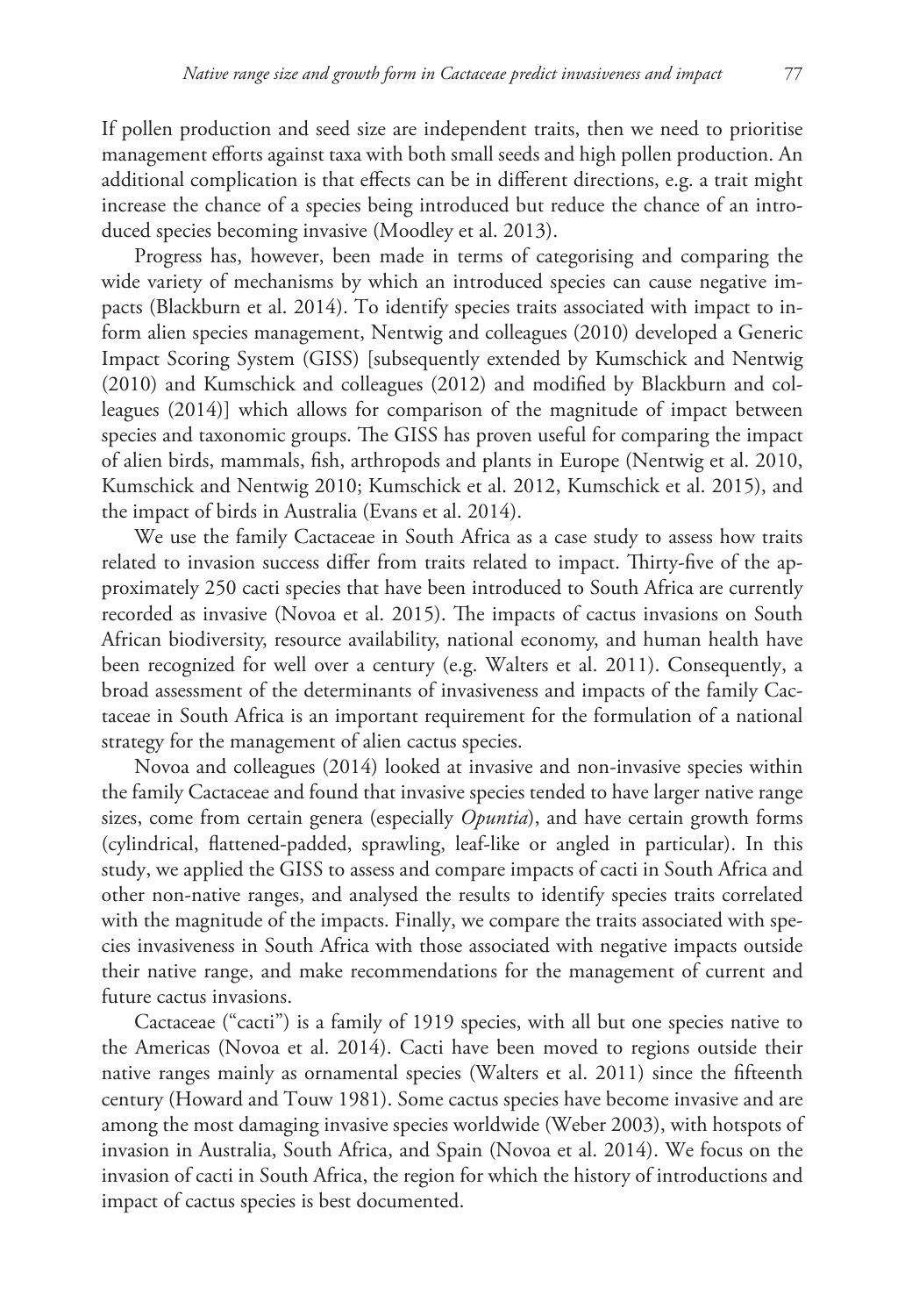If pollen production and seed size are independent traits, then we need to prioritise management efforts against taxa with both small seeds and high pollen production. An additional complication is that effects can be in different directions, e.g. a trait might increase the chance of a species being introduced but reduce the chance of an introduced species becoming invasive (Moodley et al. 2013).

Progress has, however, been made in terms of categorising and comparing the wide variety of mechanisms by which an introduced species can cause negative impacts (Blackburn et al. 2014). To identify species traits associated with impact to inform alien species management, Nentwig and colleagues (2010) developed a Generic Impact Scoring System (GISS) [subsequently extended by Kumschick and Nentwig (2010) and Kumschick and colleagues (2012) and modified by Blackburn and colleagues (2014)] which allows for comparison of the magnitude of impact between species and taxonomic groups. The GISS has proven useful for comparing the impact of alien birds, mammals, fish, arthropods and plants in Europe (Nentwig et al. 2010, Kumschick and Nentwig 2010; Kumschick et al. 2012, Kumschick et al. 2015), and the impact of birds in Australia (Evans et al. 2014).

We use the family Cactaceae in South Africa as a case study to assess how traits related to invasion success differ from traits related to impact. Thirty-five of the approximately 250 cacti species that have been introduced to South Africa are currently recorded as invasive (Novoa et al. 2015). The impacts of cactus invasions on South African biodiversity, resource availability, national economy, and human health have been recognized for well over a century (e.g. Walters et al. 2011). Consequently, a broad assessment of the determinants of invasiveness and impacts of the family Cactaceae in South Africa is an important requirement for the formulation of a national strategy for the management of alien cactus species.

Novoa and colleagues (2014) looked at invasive and non-invasive species within the family Cactaceae and found that invasive species tended to have larger native range sizes, come from certain genera (especially *Opuntia*), and have certain growth forms (cylindrical, flattened-padded, sprawling, leaf-like or angled in particular). In this study, we applied the GISS to assess and compare impacts of cacti in South Africa and other non-native ranges, and analysed the results to identify species traits correlated with the magnitude of the impacts. Finally, we compare the traits associated with species invasiveness in South Africa with those associated with negative impacts outside their native range, and make recommendations for the management of current and future cactus invasions.

Cactaceae ("cacti") is a family of 1919 species, with all but one species native to the Americas (Novoa et al. 2014). Cacti have been moved to regions outside their native ranges mainly as ornamental species (Walters et al. 2011) since the fifteenth century (Howard and Touw 1981). Some cactus species have become invasive and are among the most damaging invasive species worldwide (Weber 2003), with hotspots of invasion in Australia, South Africa, and Spain (Novoa et al. 2014). We focus on the invasion of cacti in South Africa, the region for which the history of introductions and impact of cactus species is best documented.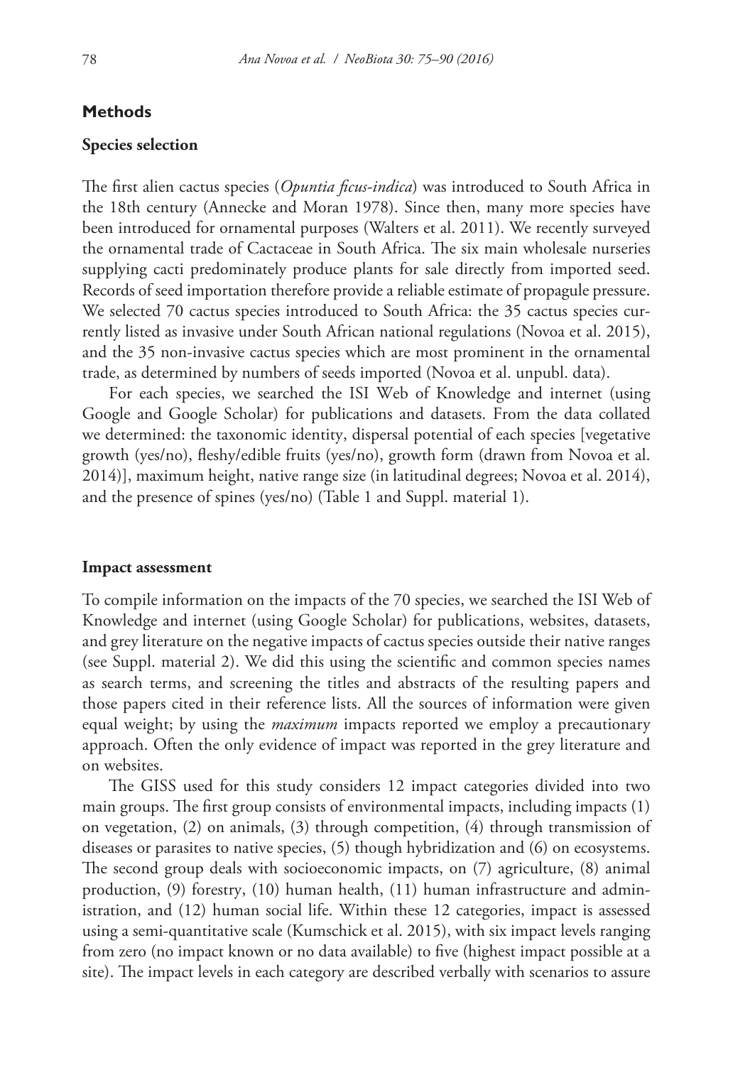## Methods

### Species selection

The first alien cactus species (*Opuntia ficus-indica*) was introduced to South Africa in the 18th century (Annecke and Moran 1978). Since then, many more species have been introduced for ornamental purposes (Walters et al. 2011). We recently surveyed the ornamental trade of Cactaceae in South Africa. The six main wholesale nurseries supplying cacti predominately produce plants for sale directly from imported seed. Records of seed importation therefore provide a reliable estimate of propagule pressure. We selected 70 cactus species introduced to South Africa: the 35 cactus species currently listed as invasive under South African national regulations (Novoa et al. 2015), and the 35 non-invasive cactus species which are most prominent in the ornamental trade, as determined by numbers of seeds imported (Novoa et al. unpubl. data).

For each species, we searched the ISI Web of Knowledge and internet (using Google and Google Scholar) for publications and datasets. From the data collated we determined: the taxonomic identity, dispersal potential of each species [vegetative growth (yes/no), fleshy/edible fruits (yes/no), growth form (drawn from Novoa et al. 2014)], maximum height, native range size (in latitudinal degrees; Novoa et al. 2014), and the presence of spines (yes/no) (Table 1 and Suppl. material 1).

### Impact assessment

To compile information on the impacts of the 70 species, we searched the ISI Web of Knowledge and internet (using Google Scholar) for publications, websites, datasets, and grey literature on the negative impacts of cactus species outside their native ranges (see Suppl. material 2). We did this using the scientific and common species names as search terms, and screening the titles and abstracts of the resulting papers and those papers cited in their reference lists. All the sources of information were given equal weight; by using the *maximum* impacts reported we employ a precautionary approach. Often the only evidence of impact was reported in the grey literature and on websites.

The GISS used for this study considers 12 impact categories divided into two main groups. The first group consists of environmental impacts, including impacts (1) on vegetation, (2) on animals, (3) through competition, (4) through transmission of diseases or parasites to native species, (5) though hybridization and (6) on ecosystems. The second group deals with socioeconomic impacts, on (7) agriculture, (8) animal production, (9) forestry, (10) human health, (11) human infrastructure and administration, and (12) human social life. Within these 12 categories, impact is assessed using a semi-quantitative scale (Kumschick et al. 2015), with six impact levels ranging from zero (no impact known or no data available) to five (highest impact possible at a site). The impact levels in each category are described verbally with scenarios to assure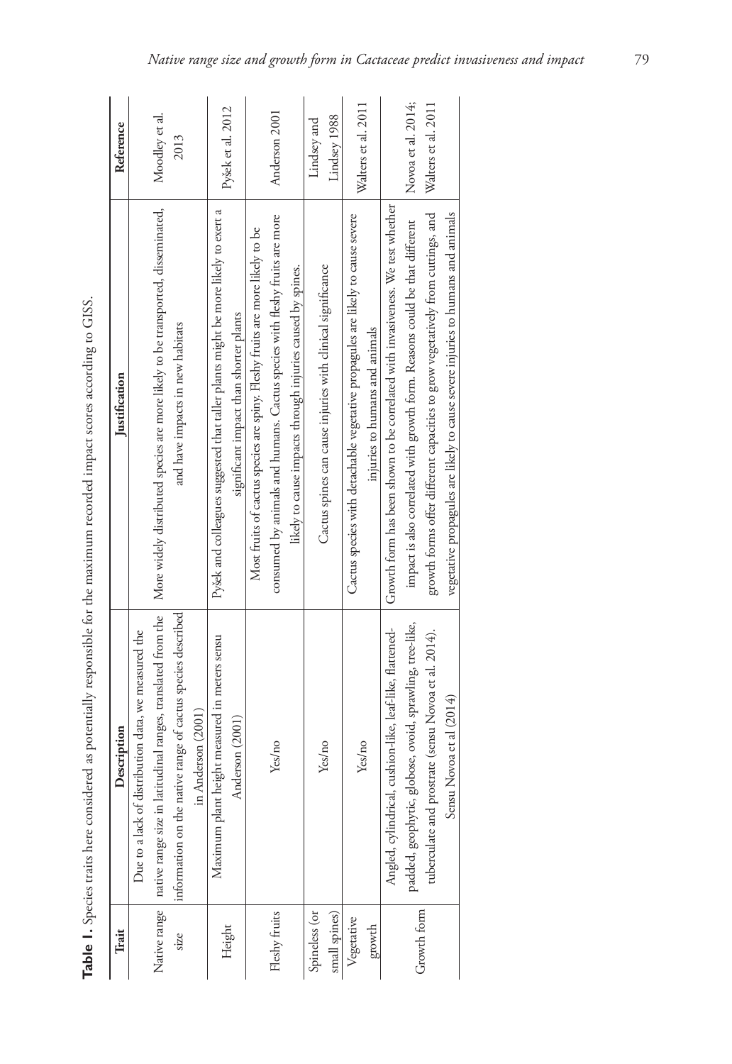**Table 1.** Species traits here considered as potentially responsible for the maximum recorded impact scores according to GISS.

| Trait | Description | Justification | Reference |
|---|---|---|---|
| Native range size | Due to a lack of distribution data, we measured the native range size in latitudinal ranges, translated from the information on the native range of cactus species described in Anderson (2001) | More widely distributed species are more likely to be transported, disseminated, and have impacts in new habitats | Moodley et al. 2013 |
| Height | Maximum plant height measured in meters sensu Anderson (2001) | Pyšek and colleagues suggested that taller plants might be more likely to exert a significant impact than shorter plants | Pyšek et al. 2012 |
| Fleshy fruits | Yes/no | Most fruits of cactus species are spiny. Fleshy fruits are more likely to be consumed by animals and humans. Cactus species with fleshy fruits are more likely to cause impacts through injuries caused by spines. | Anderson 2001 |
| Spineless (or small spines) | Yes/no | Cactus spines can cause injuries with clinical significance | Lindsey and Lindsey 1988 |
| Vegetative growth | Yes/no | Cactus species with detachable vegetative propagules are likely to cause severe injuries to humans and animals | Walters et al. 2011 |
| Growth form | Angled, cylindrical, cushion-like, leaf-like, flattened-padded, geophytic, globose, ovoid, sprawling, tree-like, tuberculate and prostrate (sensu Novoa et al. 2014). Sensu Novoa et al (2014) | Growth form has been shown to be correlated with invasiveness. We test whether impact is also correlated with growth form. Reasons could be that different growth forms offer different capacities to grow vegetatively from cuttings, and vegetative propagules are likely to cause severe injuries to humans and animals | Novoa et al. 2014; Walters et al. 2011 |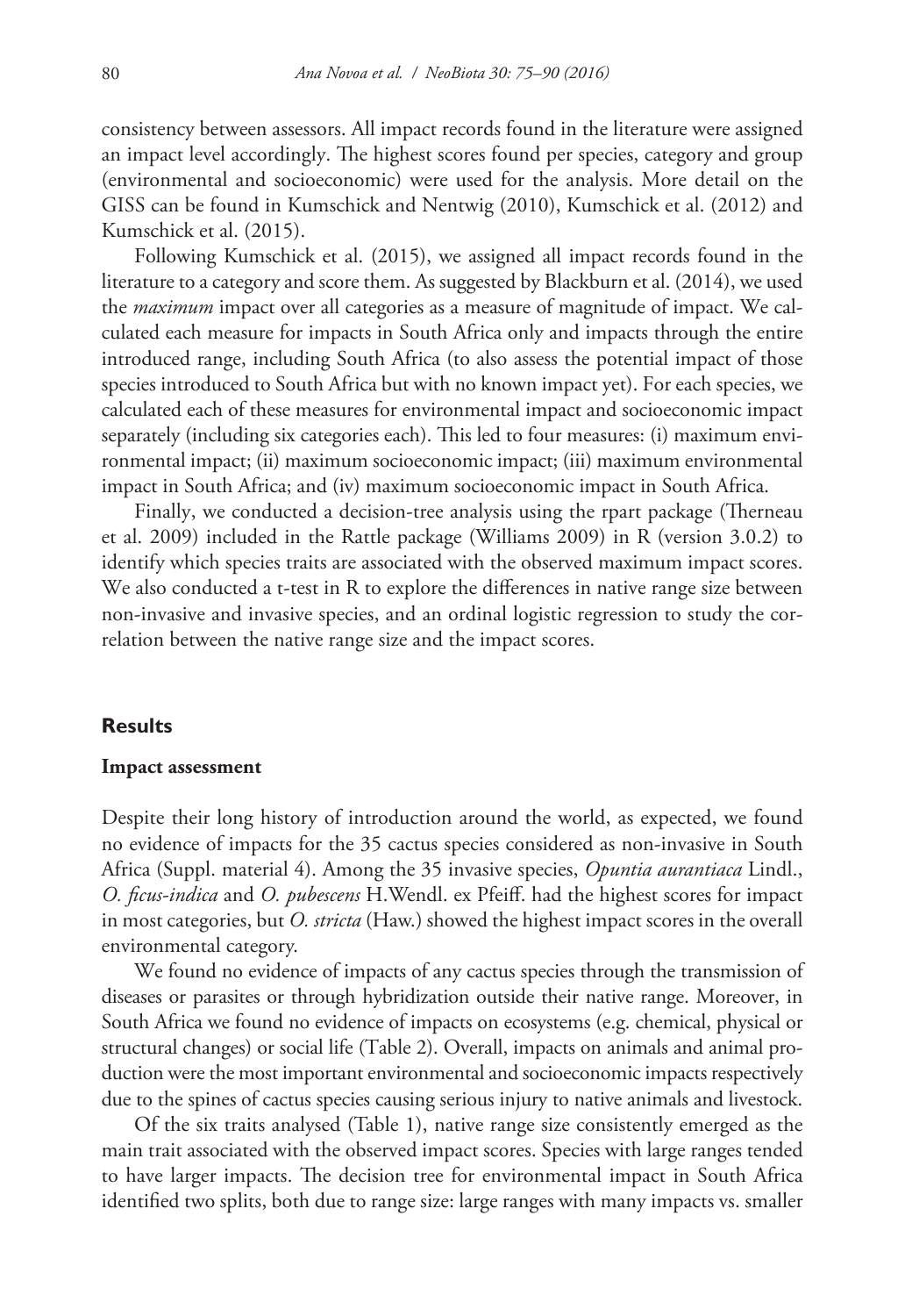consistency between assessors. All impact records found in the literature were assigned an impact level accordingly. The highest scores found per species, category and group (environmental and socioeconomic) were used for the analysis. More detail on the GISS can be found in Kumschick and Nentwig (2010), Kumschick et al. (2012) and Kumschick et al. (2015).

Following Kumschick et al. (2015), we assigned all impact records found in the literature to a category and score them. As suggested by Blackburn et al. (2014), we used the *maximum* impact over all categories as a measure of magnitude of impact. We calculated each measure for impacts in South Africa only and impacts through the entire introduced range, including South Africa (to also assess the potential impact of those species introduced to South Africa but with no known impact yet). For each species, we calculated each of these measures for environmental impact and socioeconomic impact separately (including six categories each). This led to four measures: (i) maximum environmental impact; (ii) maximum socioeconomic impact; (iii) maximum environmental impact in South Africa; and (iv) maximum socioeconomic impact in South Africa.

Finally, we conducted a decision-tree analysis using the rpart package (Therneau et al. 2009) included in the Rattle package (Williams 2009) in R (version 3.0.2) to identify which species traits are associated with the observed maximum impact scores. We also conducted a t-test in R to explore the differences in native range size between non-invasive and invasive species, and an ordinal logistic regression to study the correlation between the native range size and the impact scores.

## Results

### Impact assessment

Despite their long history of introduction around the world, as expected, we found no evidence of impacts for the 35 cactus species considered as non-invasive in South Africa (Suppl. material 4). Among the 35 invasive species, *Opuntia aurantiaca* Lindl., *O. ficus-indica* and *O. pubescens* H.Wendl. ex Pfeiff. had the highest scores for impact in most categories, but *O. stricta* (Haw.) showed the highest impact scores in the overall environmental category.

We found no evidence of impacts of any cactus species through the transmission of diseases or parasites or through hybridization outside their native range. Moreover, in South Africa we found no evidence of impacts on ecosystems (e.g. chemical, physical or structural changes) or social life (Table 2). Overall, impacts on animals and animal production were the most important environmental and socioeconomic impacts respectively due to the spines of cactus species causing serious injury to native animals and livestock.

Of the six traits analysed (Table 1), native range size consistently emerged as the main trait associated with the observed impact scores. Species with large ranges tended to have larger impacts. The decision tree for environmental impact in South Africa identified two splits, both due to range size: large ranges with many impacts vs. smaller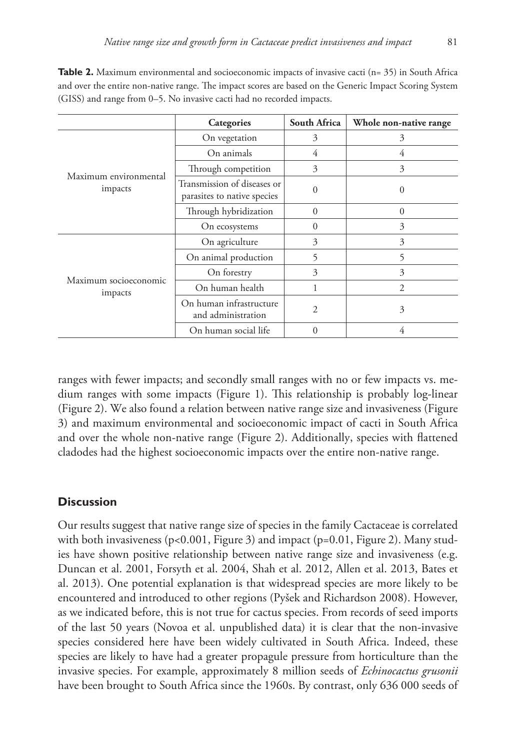**Table 2.** Maximum environmental and socioeconomic impacts of invasive cacti (n= 35) in South Africa and over the entire non-native range. The impact scores are based on the Generic Impact Scoring System (GISS) and range from 0–5. No invasive cacti had no recorded impacts.

| | Categories | South Africa | Whole non-native range |
|---|---|---|---|
| Maximum environmental impacts | On vegetation | 3 | 3 |
| | On animals | 4 | 4 |
| | Through competition | 3 | 3 |
| | Transmission of diseases or parasites to native species | 0 | 0 |
| | Through hybridization | 0 | 0 |
| | On ecosystems | 0 | 3 |
| Maximum socioeconomic impacts | On agriculture | 3 | 3 |
| | On animal production | 5 | 5 |
| | On forestry | 3 | 3 |
| | On human health | 1 | 2 |
| | On human infrastructure and administration | 2 | 3 |
| | On human social life | 0 | 4 |

ranges with fewer impacts; and secondly small ranges with no or few impacts vs. medium ranges with some impacts (Figure 1). This relationship is probably log-linear (Figure 2). We also found a relation between native range size and invasiveness (Figure 3) and maximum environmental and socioeconomic impact of cacti in South Africa and over the whole non-native range (Figure 2). Additionally, species with flattened cladodes had the highest socioeconomic impacts over the entire non-native range.

## Discussion

Our results suggest that native range size of species in the family Cactaceae is correlated with both invasiveness ($p<0.001$, Figure 3) and impact ($p=0.01$, Figure 2). Many studies have shown positive relationship between native range size and invasiveness (e.g. Duncan et al. 2001, Forsyth et al. 2004, Shah et al. 2012, Allen et al. 2013, Bates et al. 2013). One potential explanation is that widespread species are more likely to be encountered and introduced to other regions (Pyšek and Richardson 2008). However, as we indicated before, this is not true for cactus species. From records of seed imports of the last 50 years (Novoa et al. unpublished data) it is clear that the non-invasive species considered here have been widely cultivated in South Africa. Indeed, these species are likely to have had a greater propagule pressure from horticulture than the invasive species. For example, approximately 8 million seeds of *Echinocactus grusonii* have been brought to South Africa since the 1960s. By contrast, only 636 000 seeds of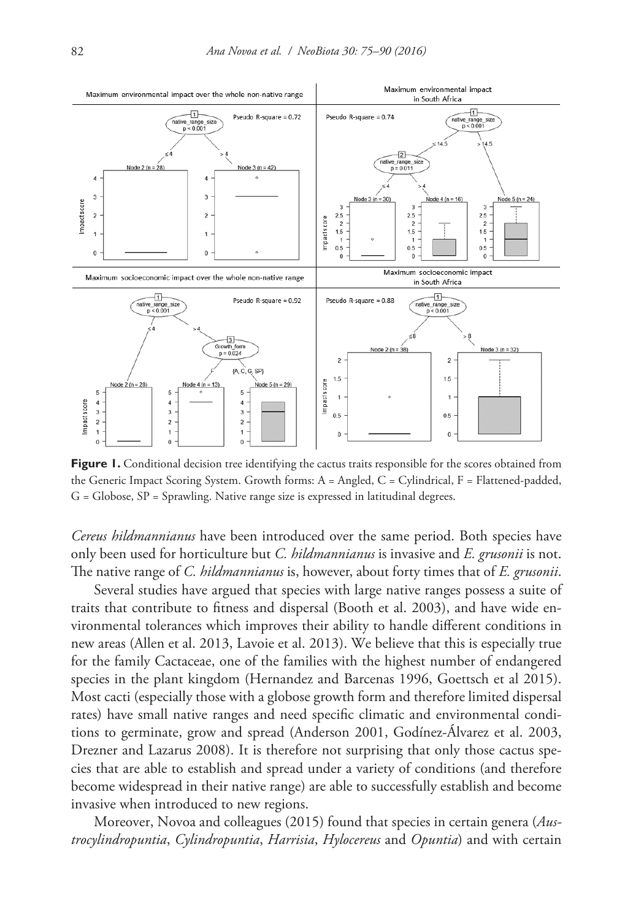**Figure 1.** Conditional decision tree identifying the cactus traits responsible for the scores obtained from the Generic Impact Scoring System. Growth forms: A = Angled, C = Cylindrical, F = Flattened-padded, G = Globose, SP = Sprawling. Native range size is expressed in latitudinal degrees.

*Cereus hildmannianus* have been introduced over the same period. Both species have only been used for horticulture but *C. hildmannianus* is invasive and *E. grusonii* is not. The native range of *C. hildmannianus* is, however, about forty times that of *E. grusonii*.

Several studies have argued that species with large native ranges possess a suite of traits that contribute to fitness and dispersal (Booth et al. 2003), and have wide environmental tolerances which improves their ability to handle different conditions in new areas (Allen et al. 2013, Lavoie et al. 2013). We believe that this is especially true for the family Cactaceae, one of the families with the highest number of endangered species in the plant kingdom (Hernandez and Barcenas 1996, Goettsch et al 2015). Most cacti (especially those with a globose growth form and therefore limited dispersal rates) have small native ranges and need specific climatic and environmental conditions to germinate, grow and spread (Anderson 2001, Godínez-Álvarez et al. 2003, Drezner and Lazarus 2008). It is therefore not surprising that only those cactus species that are able to establish and spread under a variety of conditions (and therefore become widespread in their native range) are able to successfully establish and become invasive when introduced to new regions.

Moreover, Novoa and colleagues (2015) found that species in certain genera (*Austrocylindropuntia*, *Cylindropuntia*, *Harrisia*, *Hylocereus* and *Opuntia*) and with certain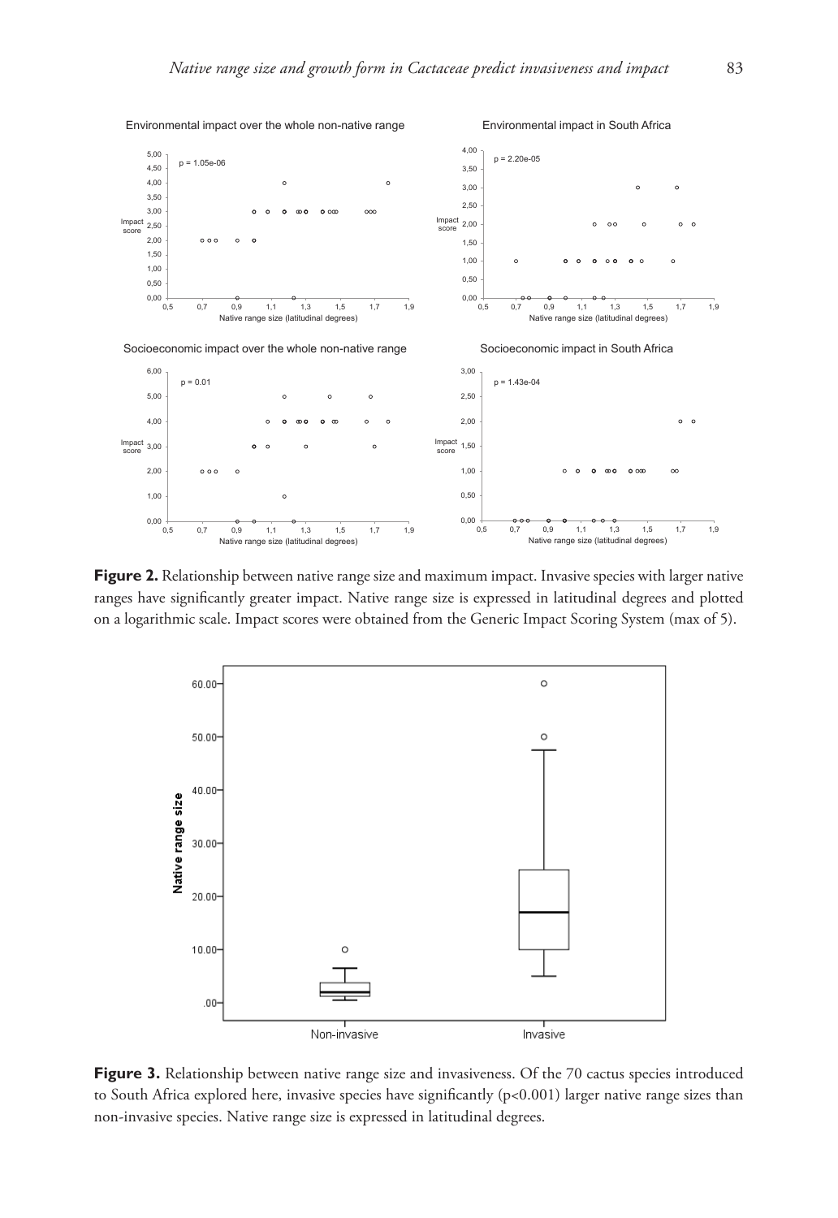**Figure 2.** Relationship between native range size and maximum impact. Invasive species with larger native ranges have significantly greater impact. Native range size is expressed in latitudinal degrees and plotted on a logarithmic scale. Impact scores were obtained from the Generic Impact Scoring System (max of 5).

**Figure 3.** Relationship between native range size and invasiveness. Of the 70 cactus species introduced to South Africa explored here, invasive species have significantly ($p<0.001$) larger native range sizes than non-invasive species. Native range size is expressed in latitudinal degrees.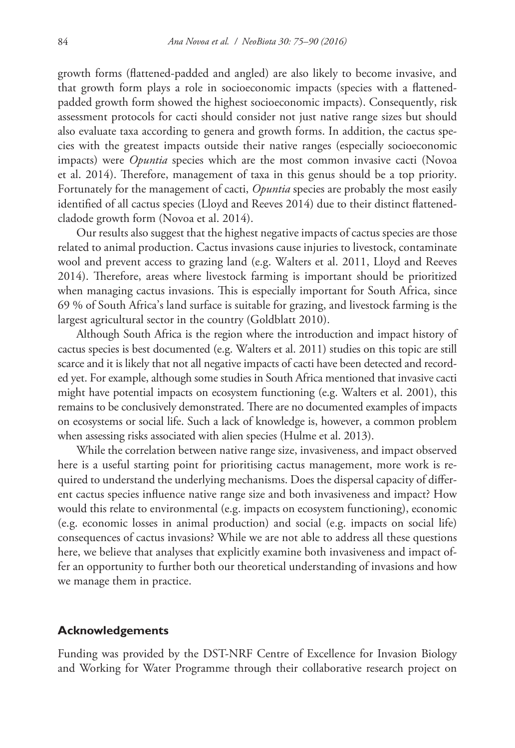growth forms (flattened-padded and angled) are also likely to become invasive, and that growth form plays a role in socioeconomic impacts (species with a flattened-padded growth form showed the highest socioeconomic impacts). Consequently, risk assessment protocols for cacti should consider not just native range sizes but should also evaluate taxa according to genera and growth forms. In addition, the cactus species with the greatest impacts outside their native ranges (especially socioeconomic impacts) were *Opuntia* species which are the most common invasive cacti (Novoa et al. 2014). Therefore, management of taxa in this genus should be a top priority. Fortunately for the management of cacti, *Opuntia* species are probably the most easily identified of all cactus species (Lloyd and Reeves 2014) due to their distinct flattened-cladode growth form (Novoa et al. 2014).

Our results also suggest that the highest negative impacts of cactus species are those related to animal production. Cactus invasions cause injuries to livestock, contaminate wool and prevent access to grazing land (e.g. Walters et al. 2011, Lloyd and Reeves 2014). Therefore, areas where livestock farming is important should be prioritized when managing cactus invasions. This is especially important for South Africa, since 69 % of South Africa's land surface is suitable for grazing, and livestock farming is the largest agricultural sector in the country (Goldblatt 2010).

Although South Africa is the region where the introduction and impact history of cactus species is best documented (e.g. Walters et al. 2011) studies on this topic are still scarce and it is likely that not all negative impacts of cacti have been detected and recorded yet. For example, although some studies in South Africa mentioned that invasive cacti might have potential impacts on ecosystem functioning (e.g. Walters et al. 2001), this remains to be conclusively demonstrated. There are no documented examples of impacts on ecosystems or social life. Such a lack of knowledge is, however, a common problem when assessing risks associated with alien species (Hulme et al. 2013).

While the correlation between native range size, invasiveness, and impact observed here is a useful starting point for prioritising cactus management, more work is required to understand the underlying mechanisms. Does the dispersal capacity of different cactus species influence native range size and both invasiveness and impact? How would this relate to environmental (e.g. impacts on ecosystem functioning), economic (e.g. economic losses in animal production) and social (e.g. impacts on social life) consequences of cactus invasions? While we are not able to address all these questions here, we believe that analyses that explicitly examine both invasiveness and impact offer an opportunity to further both our theoretical understanding of invasions and how we manage them in practice.

## Acknowledgements

Funding was provided by the DST-NRF Centre of Excellence for Invasion Biology and Working for Water Programme through their collaborative research project on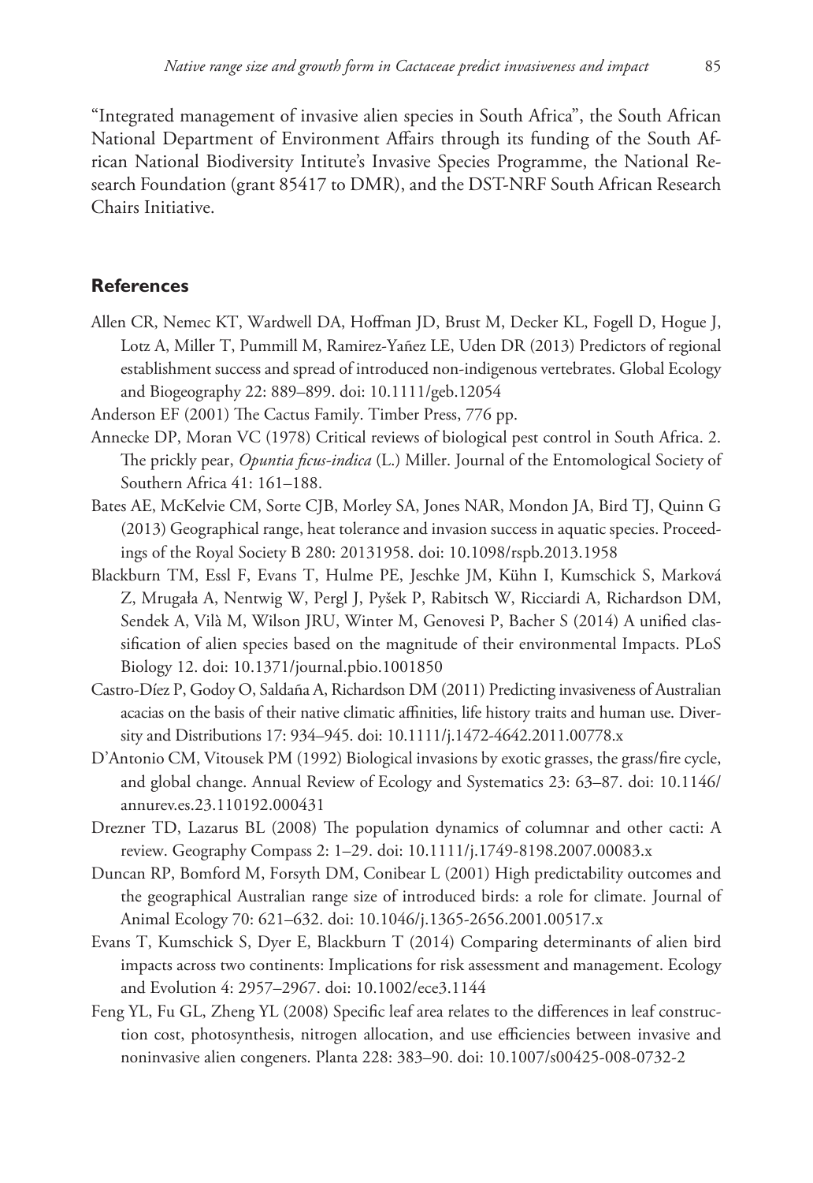"Integrated management of invasive alien species in South Africa", the South African National Department of Environment Affairs through its funding of the South African National Biodiversity Intitute's Invasive Species Programme, the National Research Foundation (grant 85417 to DMR), and the DST-NRF South African Research Chairs Initiative.

## References

Allen CR, Nemec KT, Wardwell DA, Hoffman JD, Brust M, Decker KL, Fogell D, Hogue J, Lotz A, Miller T, Pummill M, Ramirez-Yañez LE, Uden DR (2013) Predictors of regional establishment success and spread of introduced non-indigenous vertebrates. Global Ecology and Biogeography 22: 889–899. doi: 10.1111/geb.12054

Anderson EF (2001) The Cactus Family. Timber Press, 776 pp.

Annecke DP, Moran VC (1978) Critical reviews of biological pest control in South Africa. 2. The prickly pear, *Opuntia ficus-indica* (L.) Miller. Journal of the Entomological Society of Southern Africa 41: 161–188.

Bates AE, McKelvie CM, Sorte CJB, Morley SA, Jones NAR, Mondon JA, Bird TJ, Quinn G (2013) Geographical range, heat tolerance and invasion success in aquatic species. Proceedings of the Royal Society B 280: 20131958. doi: 10.1098/rspb.2013.1958

Blackburn TM, Essl F, Evans T, Hulme PE, Jeschke JM, Kühn I, Kumschick S, Marková Z, Mrugała A, Nentwig W, Pergl J, Pyšek P, Rabitsch W, Ricciardi A, Richardson DM, Sendek A, Vilà M, Wilson JRU, Winter M, Genovesi P, Bacher S (2014) A unified classification of alien species based on the magnitude of their environmental Impacts. PLoS Biology 12. doi: 10.1371/journal.pbio.1001850

Castro-Díez P, Godoy O, Saldaña A, Richardson DM (2011) Predicting invasiveness of Australian acacias on the basis of their native climatic affinities, life history traits and human use. Diversity and Distributions 17: 934–945. doi: 10.1111/j.1472-4642.2011.00778.x

D'Antonio CM, Vitousek PM (1992) Biological invasions by exotic grasses, the grass/fire cycle, and global change. Annual Review of Ecology and Systematics 23: 63–87. doi: 10.1146/annurev.es.23.110192.000431

Drezner TD, Lazarus BL (2008) The population dynamics of columnar and other cacti: A review. Geography Compass 2: 1–29. doi: 10.1111/j.1749-8198.2007.00083.x

Duncan RP, Bomford M, Forsyth DM, Conibear L (2001) High predictability outcomes and the geographical Australian range size of introduced birds: a role for climate. Journal of Animal Ecology 70: 621–632. doi: 10.1046/j.1365-2656.2001.00517.x

Evans T, Kumschick S, Dyer E, Blackburn T (2014) Comparing determinants of alien bird impacts across two continents: Implications for risk assessment and management. Ecology and Evolution 4: 2957–2967. doi: 10.1002/ece3.1144

Feng YL, Fu GL, Zheng YL (2008) Specific leaf area relates to the differences in leaf construction cost, photosynthesis, nitrogen allocation, and use efficiencies between invasive and noninvasive alien congeners. Planta 228: 383–90. doi: 10.1007/s00425-008-0732-2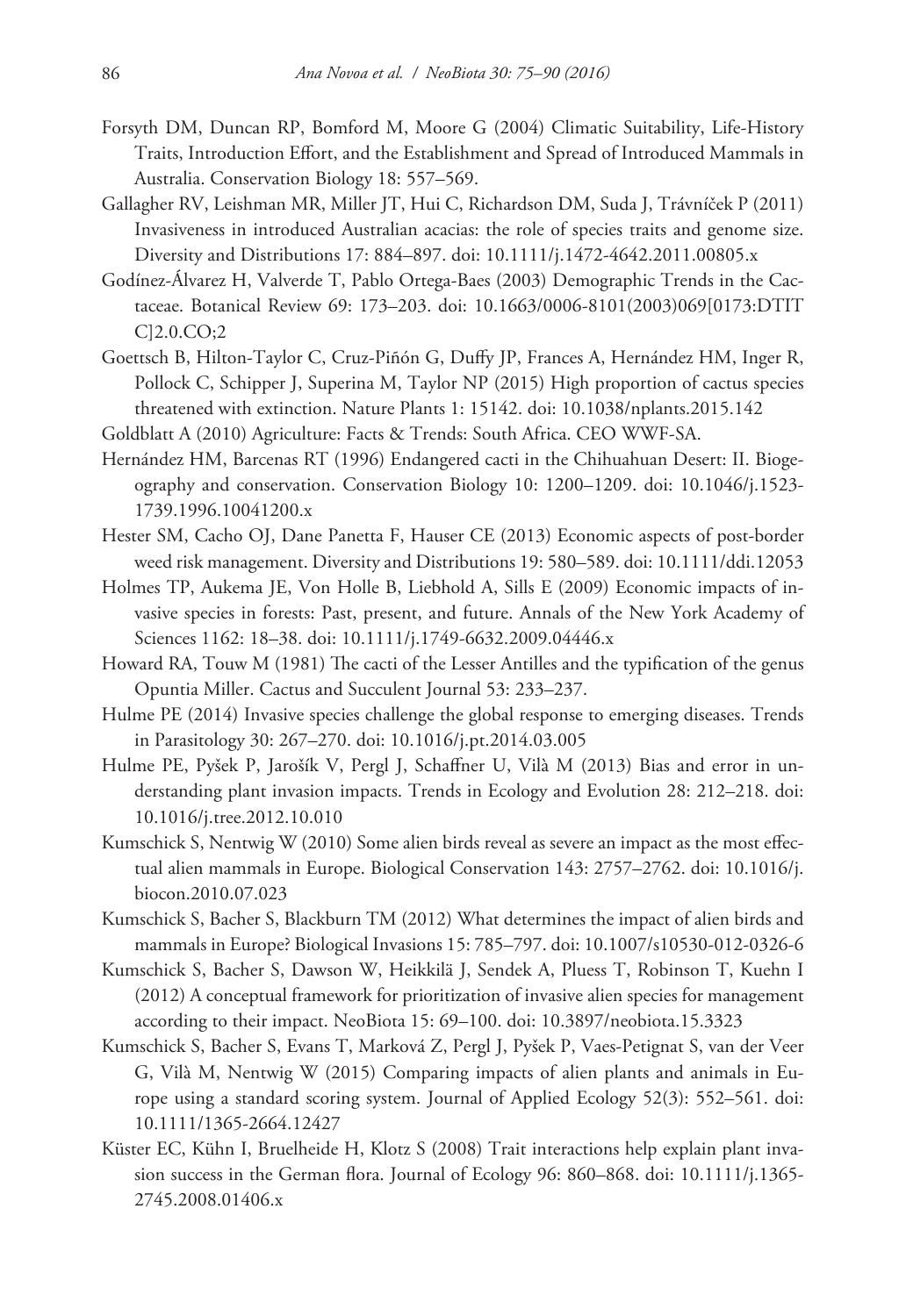Forsyth DM, Duncan RP, Bomford M, Moore G (2004) Climatic Suitability, Life-History Traits, Introduction Effort, and the Establishment and Spread of Introduced Mammals in Australia. Conservation Biology 18: 557–569.

Gallagher RV, Leishman MR, Miller JT, Hui C, Richardson DM, Suda J, Trávníček P (2011) Invasiveness in introduced Australian acacias: the role of species traits and genome size. Diversity and Distributions 17: 884–897. doi: 10.1111/j.1472-4642.2011.00805.x

Godínez-Álvarez H, Valverde T, Pablo Ortega-Baes (2003) Demographic Trends in the Cactaceae. Botanical Review 69: 173–203. doi: 10.1663/0006-8101(2003)069[0173:DTITC]2.0.CO;2

Goettsch B, Hilton-Taylor C, Cruz-Piñón G, Duffy JP, Frances A, Hernández HM, Inger R, Pollock C, Schipper J, Superina M, Taylor NP (2015) High proportion of cactus species threatened with extinction. Nature Plants 1: 15142. doi: 10.1038/nplants.2015.142

Goldblatt A (2010) Agriculture: Facts & Trends: South Africa. CEO WWF-SA.

Hernández HM, Barcenas RT (1996) Endangered cacti in the Chihuahuan Desert: II. Biogeography and conservation. Conservation Biology 10: 1200–1209. doi: 10.1046/j.1523-1739.1996.10041200.x

Hester SM, Cacho OJ, Dane Panetta F, Hauser CE (2013) Economic aspects of post-border weed risk management. Diversity and Distributions 19: 580–589. doi: 10.1111/ddi.12053

Holmes TP, Aukema JE, Von Holle B, Liebhold A, Sills E (2009) Economic impacts of invasive species in forests: Past, present, and future. Annals of the New York Academy of Sciences 1162: 18–38. doi: 10.1111/j.1749-6632.2009.04446.x

Howard RA, Touw M (1981) The cacti of the Lesser Antilles and the typification of the genus Opuntia Miller. Cactus and Succulent Journal 53: 233–237.

Hulme PE (2014) Invasive species challenge the global response to emerging diseases. Trends in Parasitology 30: 267–270. doi: 10.1016/j.pt.2014.03.005

Hulme PE, Pyšek P, Jarošík V, Pergl J, Schaffner U, Vilà M (2013) Bias and error in understanding plant invasion impacts. Trends in Ecology and Evolution 28: 212–218. doi: 10.1016/j.tree.2012.10.010

Kumschick S, Nentwig W (2010) Some alien birds reveal as severe an impact as the most effectual alien mammals in Europe. Biological Conservation 143: 2757–2762. doi: 10.1016/j.biocon.2010.07.023

Kumschick S, Bacher S, Blackburn TM (2012) What determines the impact of alien birds and mammals in Europe? Biological Invasions 15: 785–797. doi: 10.1007/s10530-012-0326-6

Kumschick S, Bacher S, Dawson W, Heikkilä J, Sendek A, Pluess T, Robinson T, Kuehn I (2012) A conceptual framework for prioritization of invasive alien species for management according to their impact. NeoBiota 15: 69–100. doi: 10.3897/neobiota.15.3323

Kumschick S, Bacher S, Evans T, Marková Z, Pergl J, Pyšek P, Vaes-Petignat S, van der Veer G, Vilà M, Nentwig W (2015) Comparing impacts of alien plants and animals in Europe using a standard scoring system. Journal of Applied Ecology 52(3): 552–561. doi: 10.1111/1365-2664.12427

Küster EC, Kühn I, Bruelheide H, Klotz S (2008) Trait interactions help explain plant invasion success in the German flora. Journal of Ecology 96: 860–868. doi: 10.1111/j.1365-2745.2008.01406.x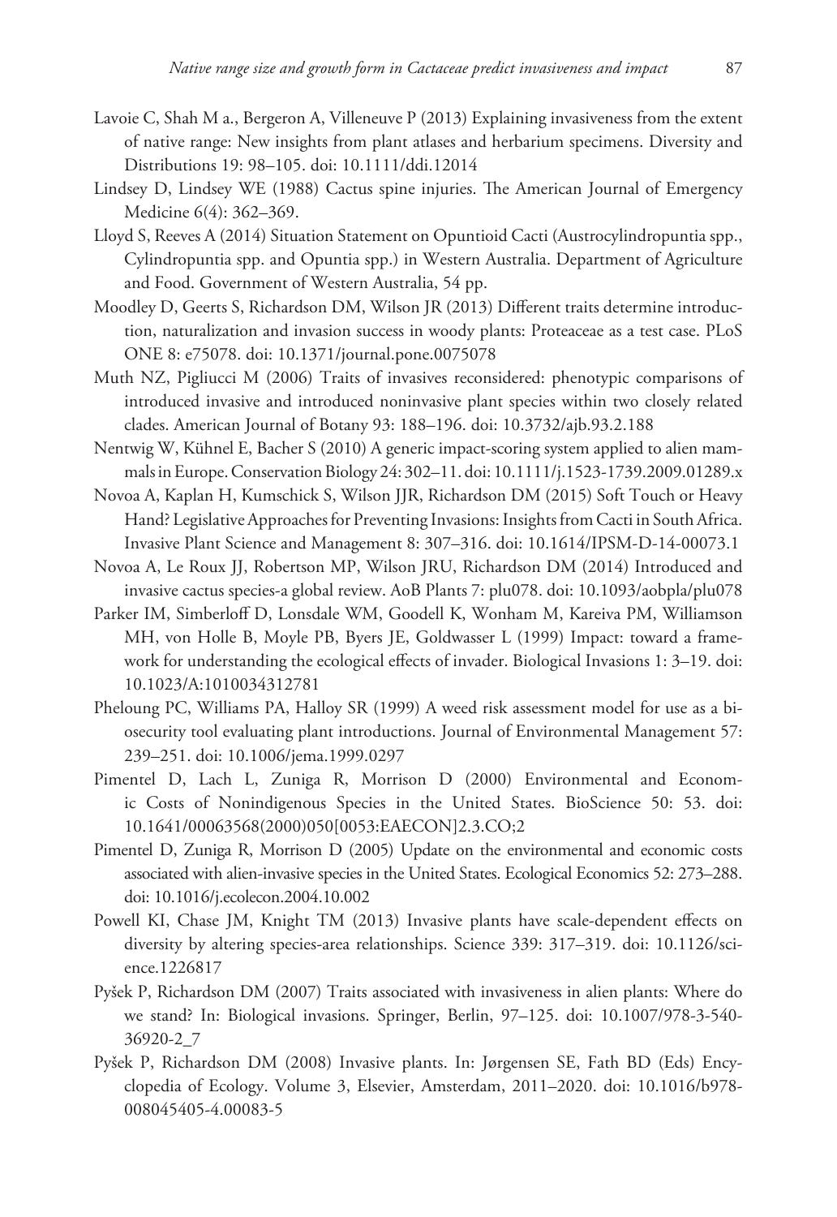Lavoie C, Shah M a., Bergeron A, Villeneuve P (2013) Explaining invasiveness from the extent of native range: New insights from plant atlases and herbarium specimens. Diversity and Distributions 19: 98–105. doi: 10.1111/ddi.12014

Lindsey D, Lindsey WE (1988) Cactus spine injuries. The American Journal of Emergency Medicine 6(4): 362–369.

Lloyd S, Reeves A (2014) Situation Statement on Opuntioid Cacti (Austrocylindropuntia spp., Cylindropuntia spp. and Opuntia spp.) in Western Australia. Department of Agriculture and Food. Government of Western Australia, 54 pp.

Moodley D, Geerts S, Richardson DM, Wilson JR (2013) Different traits determine introduction, naturalization and invasion success in woody plants: Proteaceae as a test case. PLoS ONE 8: e75078. doi: 10.1371/journal.pone.0075078

Muth NZ, Pigliucci M (2006) Traits of invasives reconsidered: phenotypic comparisons of introduced invasive and introduced noninvasive plant species within two closely related clades. American Journal of Botany 93: 188–196. doi: 10.3732/ajb.93.2.188

Nentwig W, Kühnel E, Bacher S (2010) A generic impact-scoring system applied to alien mammals in Europe. Conservation Biology 24: 302–11. doi: 10.1111/j.1523-1739.2009.01289.x

Novoa A, Kaplan H, Kumschick S, Wilson JJR, Richardson DM (2015) Soft Touch or Heavy Hand? Legislative Approaches for Preventing Invasions: Insights from Cacti in South Africa. Invasive Plant Science and Management 8: 307–316. doi: 10.1614/IPSM-D-14-00073.1

Novoa A, Le Roux JJ, Robertson MP, Wilson JRU, Richardson DM (2014) Introduced and invasive cactus species-a global review. AoB Plants 7: plu078. doi: 10.1093/aobpla/plu078

Parker IM, Simberloff D, Lonsdale WM, Goodell K, Wonham M, Kareiva PM, Williamson MH, von Holle B, Moyle PB, Byers JE, Goldwasser L (1999) Impact: toward a framework for understanding the ecological effects of invader. Biological Invasions 1: 3–19. doi: 10.1023/A:1010034312781

Pheloung PC, Williams PA, Halloy SR (1999) A weed risk assessment model for use as a biosecurity tool evaluating plant introductions. Journal of Environmental Management 57: 239–251. doi: 10.1006/jema.1999.0297

Pimentel D, Lach L, Zuniga R, Morrison D (2000) Environmental and Economic Costs of Nonindigenous Species in the United States. BioScience 50: 53. doi: 10.1641/00063568(2000)050[0053:EAECON]2.3.CO;2

Pimentel D, Zuniga R, Morrison D (2005) Update on the environmental and economic costs associated with alien-invasive species in the United States. Ecological Economics 52: 273–288. doi: 10.1016/j.ecolecon.2004.10.002

Powell KI, Chase JM, Knight TM (2013) Invasive plants have scale-dependent effects on diversity by altering species-area relationships. Science 339: 317–319. doi: 10.1126/science.1226817

Pyšek P, Richardson DM (2007) Traits associated with invasiveness in alien plants: Where do we stand? In: Biological invasions. Springer, Berlin, 97–125. doi: 10.1007/978-3-540-36920-2_7

Pyšek P, Richardson DM (2008) Invasive plants. In: Jørgensen SE, Fath BD (Eds) Encyclopedia of Ecology. Volume 3, Elsevier, Amsterdam, 2011–2020. doi: 10.1016/b978-008045405-4.00083-5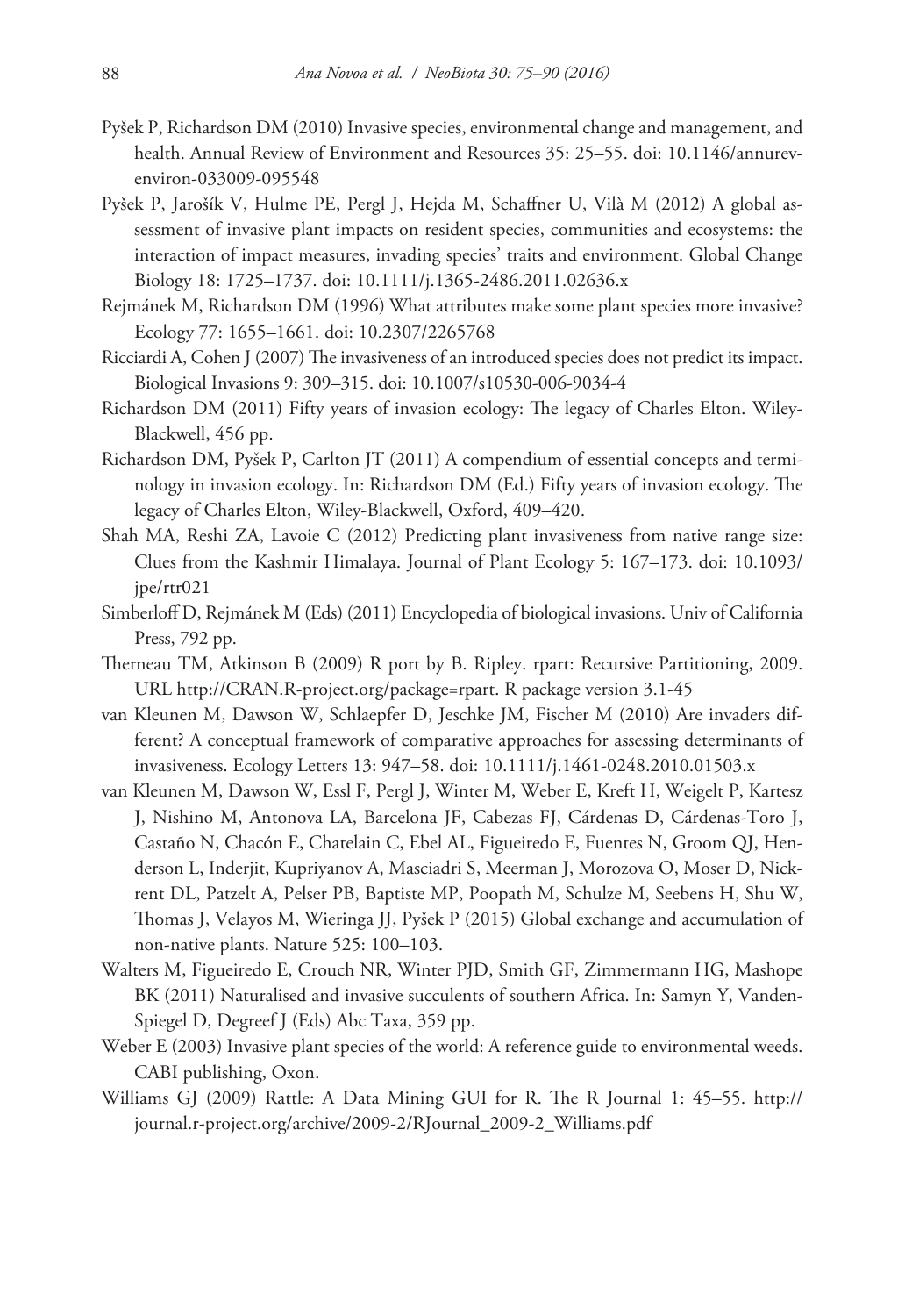Pyšek P, Richardson DM (2010) Invasive species, environmental change and management, and health. Annual Review of Environment and Resources 35: 25–55. doi: 10.1146/annurev-environ-033009-095548

Pyšek P, Jarošík V, Hulme PE, Pergl J, Hejda M, Schaffner U, Vilà M (2012) A global assessment of invasive plant impacts on resident species, communities and ecosystems: the interaction of impact measures, invading species' traits and environment. Global Change Biology 18: 1725–1737. doi: 10.1111/j.1365-2486.2011.02636.x

Rejmánek M, Richardson DM (1996) What attributes make some plant species more invasive? Ecology 77: 1655–1661. doi: 10.2307/2265768

Ricciardi A, Cohen J (2007) The invasiveness of an introduced species does not predict its impact. Biological Invasions 9: 309–315. doi: 10.1007/s10530-006-9034-4

Richardson DM (2011) Fifty years of invasion ecology: The legacy of Charles Elton. Wiley-Blackwell, 456 pp.

Richardson DM, Pyšek P, Carlton JT (2011) A compendium of essential concepts and terminology in invasion ecology. In: Richardson DM (Ed.) Fifty years of invasion ecology. The legacy of Charles Elton, Wiley-Blackwell, Oxford, 409–420.

Shah MA, Reshi ZA, Lavoie C (2012) Predicting plant invasiveness from native range size: Clues from the Kashmir Himalaya. Journal of Plant Ecology 5: 167–173. doi: 10.1093/jpe/rtr021

Simberloff D, Rejmánek M (Eds) (2011) Encyclopedia of biological invasions. Univ of California Press, 792 pp.

Therneau TM, Atkinson B (2009) R port by B. Ripley. rpart: Recursive Partitioning, 2009. URL http://CRAN.R-project.org/package=rpart. R package version 3.1-45

van Kleunen M, Dawson W, Schlaepfer D, Jeschke JM, Fischer M (2010) Are invaders different? A conceptual framework of comparative approaches for assessing determinants of invasiveness. Ecology Letters 13: 947–58. doi: 10.1111/j.1461-0248.2010.01503.x

van Kleunen M, Dawson W, Essl F, Pergl J, Winter M, Weber E, Kreft H, Weigelt P, Kartesz J, Nishino M, Antonova LA, Barcelona JF, Cabezas FJ, Cárdenas D, Cárdenas-Toro J, Castaño N, Chacón E, Chatelain C, Ebel AL, Figueiredo E, Fuentes N, Groom QJ, Henderson L, Inderjit, Kupriyanov A, Masciadri S, Meerman J, Morozova O, Moser D, Nickrent DL, Patzelt A, Pelser PB, Baptiste MP, Poopath M, Schulze M, Seebens H, Shu W, Thomas J, Velayos M, Wieringa JJ, Pyšek P (2015) Global exchange and accumulation of non-native plants. Nature 525: 100–103.

Walters M, Figueiredo E, Crouch NR, Winter PJD, Smith GF, Zimmermann HG, Mashope BK (2011) Naturalised and invasive succulents of southern Africa. In: Samyn Y, Vanden-Spiegel D, Degreef J (Eds) Abc Taxa, 359 pp.

Weber E (2003) Invasive plant species of the world: A reference guide to environmental weeds. CABI publishing, Oxon.

Williams GJ (2009) Rattle: A Data Mining GUI for R. The R Journal 1: 45–55. http://journal.r-project.org/archive/2009-2/RJournal_2009-2_Williams.pdf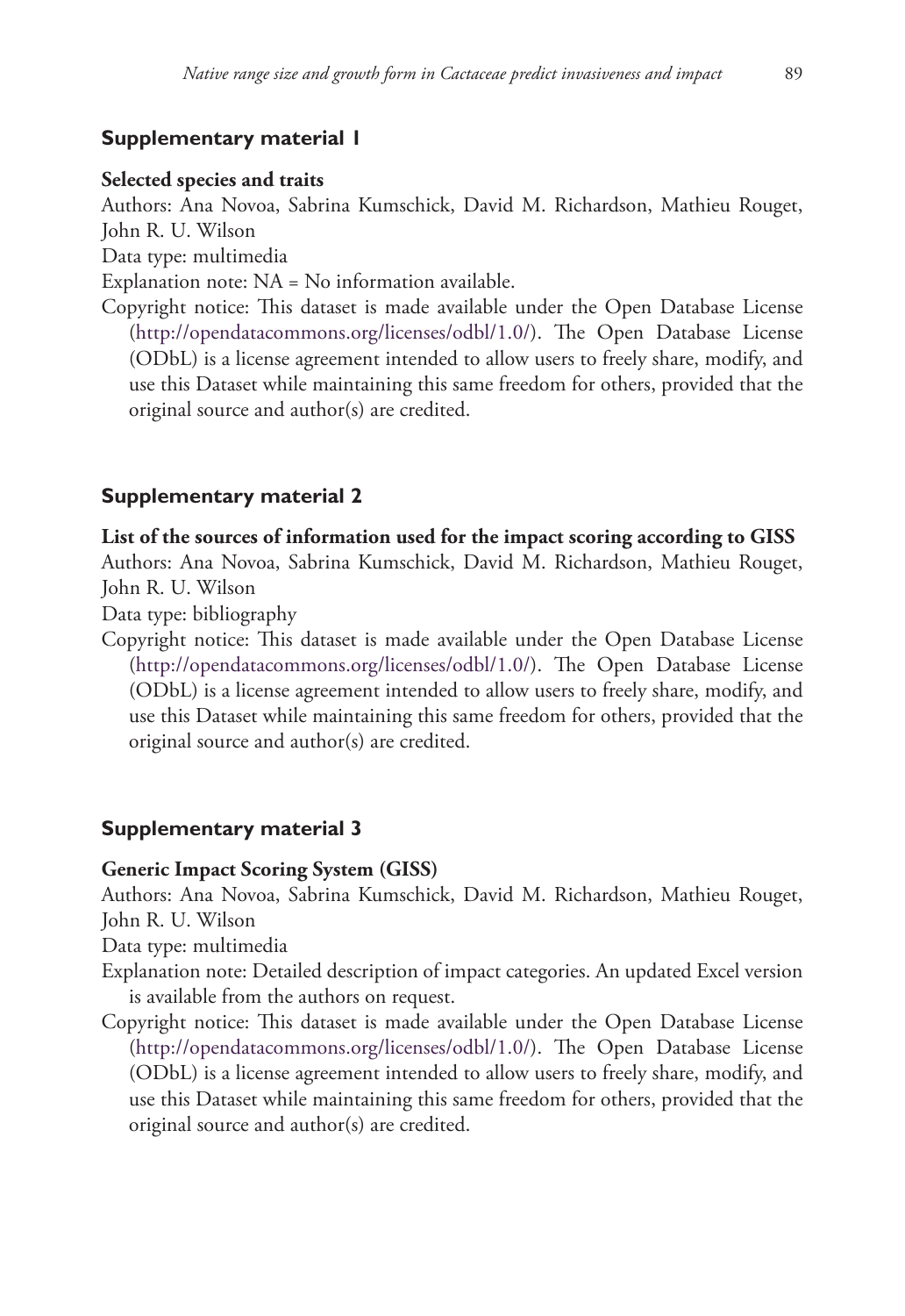## Supplementary material 1

**Selected species and traits**

Authors: Ana Novoa, Sabrina Kumschick, David M. Richardson, Mathieu Rouget, John R. U. Wilson

Data type: multimedia

Explanation note: NA = No information available.

Copyright notice: This dataset is made available under the Open Database License (http://opendatacommons.org/licenses/odbl/1.0/). The Open Database License (ODbL) is a license agreement intended to allow users to freely share, modify, and use this Dataset while maintaining this same freedom for others, provided that the original source and author(s) are credited.

## Supplementary material 2

**List of the sources of information used for the impact scoring according to GISS**

Authors: Ana Novoa, Sabrina Kumschick, David M. Richardson, Mathieu Rouget, John R. U. Wilson

Data type: bibliography

Copyright notice: This dataset is made available under the Open Database License (http://opendatacommons.org/licenses/odbl/1.0/). The Open Database License (ODbL) is a license agreement intended to allow users to freely share, modify, and use this Dataset while maintaining this same freedom for others, provided that the original source and author(s) are credited.

## Supplementary material 3

**Generic Impact Scoring System (GISS)**

Authors: Ana Novoa, Sabrina Kumschick, David M. Richardson, Mathieu Rouget, John R. U. Wilson

Data type: multimedia

Explanation note: Detailed description of impact categories. An updated Excel version is available from the authors on request.

Copyright notice: This dataset is made available under the Open Database License (http://opendatacommons.org/licenses/odbl/1.0/). The Open Database License (ODbL) is a license agreement intended to allow users to freely share, modify, and use this Dataset while maintaining this same freedom for others, provided that the original source and author(s) are credited.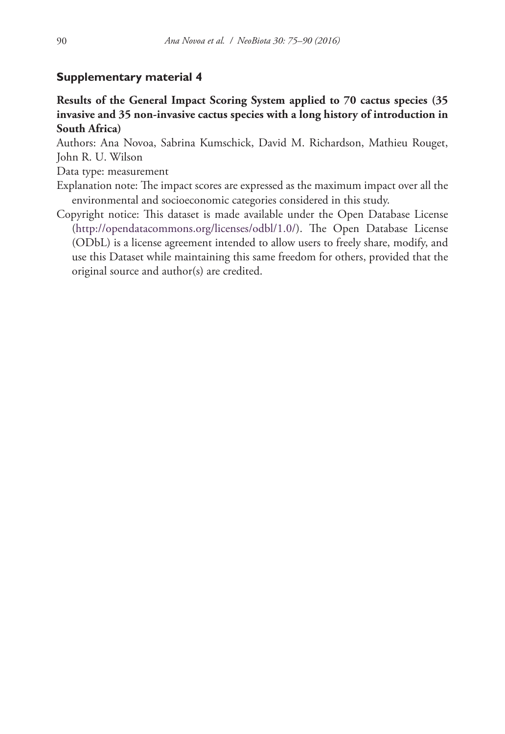## Supplementary material 4

**Results of the General Impact Scoring System applied to 70 cactus species (35 invasive and 35 non-invasive cactus species with a long history of introduction in South Africa)**

Authors: Ana Novoa, Sabrina Kumschick, David M. Richardson, Mathieu Rouget, John R. U. Wilson

Data type: measurement

Explanation note: The impact scores are expressed as the maximum impact over all the environmental and socioeconomic categories considered in this study.

Copyright notice: This dataset is made available under the Open Database License (http://opendatacommons.org/licenses/odbl/1.0/). The Open Database License (ODbL) is a license agreement intended to allow users to freely share, modify, and use this Dataset while maintaining this same freedom for others, provided that the original source and author(s) are credited.